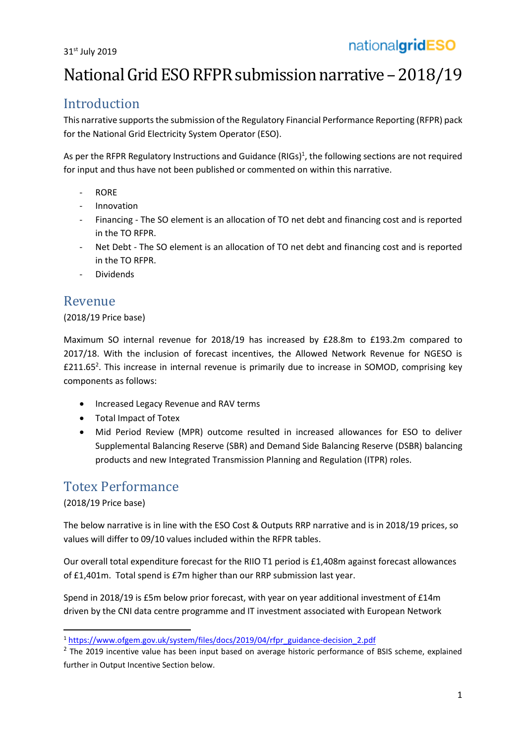31st July 2019

nationalgridESO

# National Grid ESO RFPR submission narrative – 2018/19

## Introduction

This narrative supports the submission of the Regulatory Financial Performance Reporting (RFPR) pack for the National Grid Electricity System Operator (ESO).

As per the RFPR Regulatory Instructions and Guidance (RIGs)[1], the following sections are not required for input and thus have not been published or commented on within this narrative.

- RORE
- Innovation
- Financing - The SO element is an allocation of TO net debt and financing cost and is reported in the TO RFPR.
- Net Debt - The SO element is an allocation of TO net debt and financing cost and is reported in the TO RFPR.
- Dividends

## Revenue

(2018/19 Price base)

Maximum SO internal revenue for 2018/19 has increased by £28.8m to £193.2m compared to 2017/18. With the inclusion of forecast incentives, the Allowed Network Revenue for NGESO is £211.65[2]. This increase in internal revenue is primarily due to increase in SOMOD, comprising key components as follows:

- Increased Legacy Revenue and RAV terms
- Total Impact of Totex
- Mid Period Review (MPR) outcome resulted in increased allowances for ESO to deliver Supplemental Balancing Reserve (SBR) and Demand Side Balancing Reserve (DSBR) balancing products and new Integrated Transmission Planning and Regulation (ITPR) roles.

## Totex Performance

(2018/19 Price base)

The below narrative is in line with the ESO Cost & Outputs RRP narrative and is in 2018/19 prices, so values will differ to 09/10 values included within the RFPR tables.

Our overall total expenditure forecast for the RIIO T1 period is £1,408m against forecast allowances of £1,401m. Total spend is £7m higher than our RRP submission last year.

Spend in 2018/19 is £5m below prior forecast, with year on year additional investment of £14m driven by the CNI data centre programme and IT investment associated with European Network

[1] https://www.ofgem.gov.uk/system/files/docs/2019/04/rfpr_guidance-decision_2.pdf

[2] The 2019 incentive value has been input based on average historic performance of BSIS scheme, explained further in Output Incentive Section below.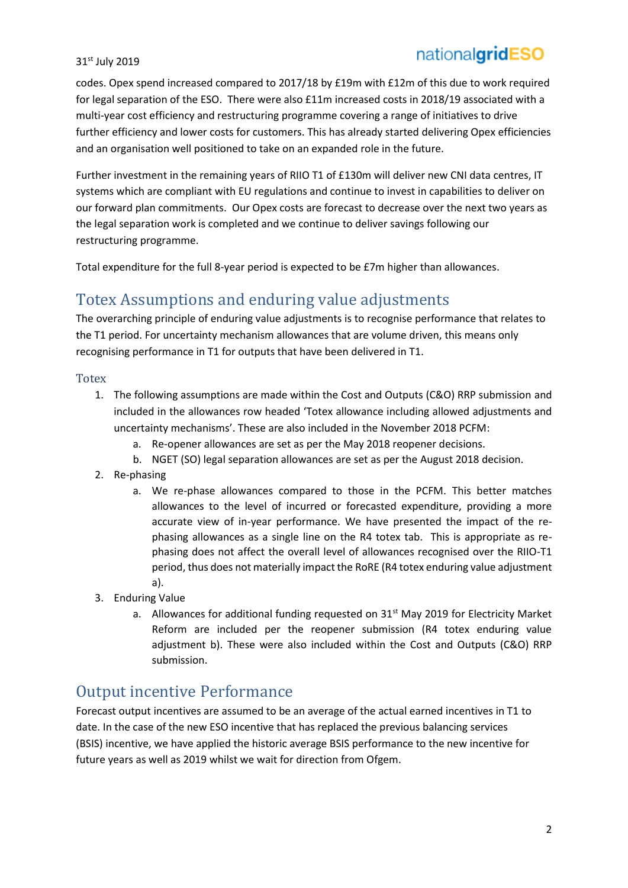codes. Opex spend increased compared to 2017/18 by £19m with £12m of this due to work required for legal separation of the ESO. There were also £11m increased costs in 2018/19 associated with a multi-year cost efficiency and restructuring programme covering a range of initiatives to drive further efficiency and lower costs for customers. This has already started delivering Opex efficiencies and an organisation well positioned to take on an expanded role in the future.

Further investment in the remaining years of RIIO T1 of £130m will deliver new CNI data centres, IT systems which are compliant with EU regulations and continue to invest in capabilities to deliver on our forward plan commitments. Our Opex costs are forecast to decrease over the next two years as the legal separation work is completed and we continue to deliver savings following our restructuring programme.

Total expenditure for the full 8-year period is expected to be £7m higher than allowances.

## Totex Assumptions and enduring value adjustments

The overarching principle of enduring value adjustments is to recognise performance that relates to the T1 period. For uncertainty mechanism allowances that are volume driven, this means only recognising performance in T1 for outputs that have been delivered in T1.

### Totex

1. The following assumptions are made within the Cost and Outputs (C&O) RRP submission and included in the allowances row headed 'Totex allowance including allowed adjustments and uncertainty mechanisms'. These are also included in the November 2018 PCFM:
   a. Re-opener allowances are set as per the May 2018 reopener decisions.
   b. NGET (SO) legal separation allowances are set as per the August 2018 decision.
2. Re-phasing
   a. We re-phase allowances compared to those in the PCFM. This better matches allowances to the level of incurred or forecasted expenditure, providing a more accurate view of in-year performance. We have presented the impact of the re-phasing allowances as a single line on the R4 totex tab. This is appropriate as re-phasing does not affect the overall level of allowances recognised over the RIIO-T1 period, thus does not materially impact the RoRE (R4 totex enduring value adjustment a).
3. Enduring Value
   a. Allowances for additional funding requested on 31st May 2019 for Electricity Market Reform are included per the reopener submission (R4 totex enduring value adjustment b). These were also included within the Cost and Outputs (C&O) RRP submission.

## Output incentive Performance

Forecast output incentives are assumed to be an average of the actual earned incentives in T1 to date. In the case of the new ESO incentive that has replaced the previous balancing services (BSIS) incentive, we have applied the historic average BSIS performance to the new incentive for future years as well as 2019 whilst we wait for direction from Ofgem.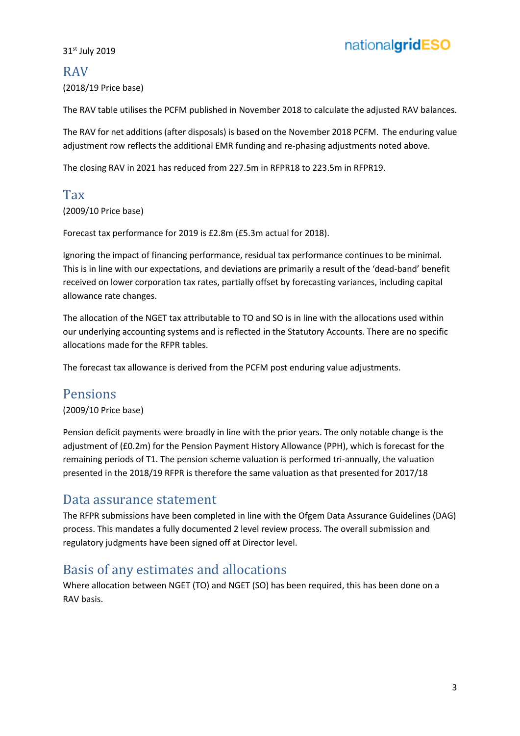31st July 2019

## RAV

(2018/19 Price base)

The RAV table utilises the PCFM published in November 2018 to calculate the adjusted RAV balances.

The RAV for net additions (after disposals) is based on the November 2018 PCFM. The enduring value adjustment row reflects the additional EMR funding and re-phasing adjustments noted above.

The closing RAV in 2021 has reduced from 227.5m in RFPR18 to 223.5m in RFPR19.

## Tax

(2009/10 Price base)

Forecast tax performance for 2019 is £2.8m (£5.3m actual for 2018).

Ignoring the impact of financing performance, residual tax performance continues to be minimal. This is in line with our expectations, and deviations are primarily a result of the 'dead-band' benefit received on lower corporation tax rates, partially offset by forecasting variances, including capital allowance rate changes.

The allocation of the NGET tax attributable to TO and SO is in line with the allocations used within our underlying accounting systems and is reflected in the Statutory Accounts. There are no specific allocations made for the RFPR tables.

The forecast tax allowance is derived from the PCFM post enduring value adjustments.

## Pensions

(2009/10 Price base)

Pension deficit payments were broadly in line with the prior years. The only notable change is the adjustment of (£0.2m) for the Pension Payment History Allowance (PPH), which is forecast for the remaining periods of T1. The pension scheme valuation is performed tri-annually, the valuation presented in the 2018/19 RFPR is therefore the same valuation as that presented for 2017/18

## Data assurance statement

The RFPR submissions have been completed in line with the Ofgem Data Assurance Guidelines (DAG) process. This mandates a fully documented 2 level review process. The overall submission and regulatory judgments have been signed off at Director level.

## Basis of any estimates and allocations

Where allocation between NGET (TO) and NGET (SO) has been required, this has been done on a RAV basis.